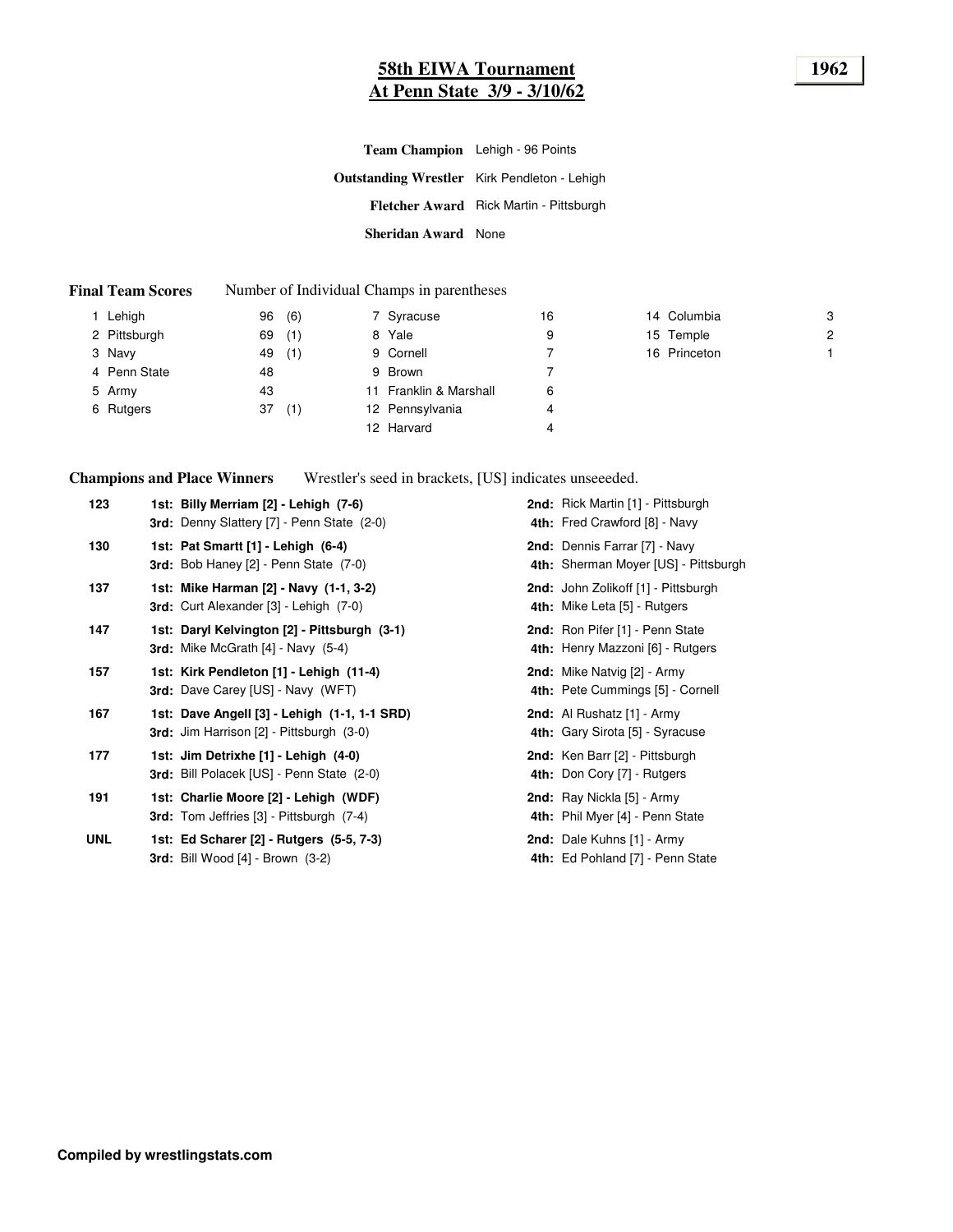# 58th EIWA Tournament
# At Penn State 3/9 - 3/10/62

**1962**

**Team Champion** Lehigh - 96 Points

**Outstanding Wrestler** Kirk Pendleton - Lehigh

**Fletcher Award** Rick Martin - Pittsburgh

**Sheridan Award** None

**Final Team Scores** Number of Individual Champs in parentheses

| Rank | Team | Points | Champs |
|---|---|---|---|
| 1 | Lehigh | 96 | (6) |
| 2 | Pittsburgh | 69 | (1) |
| 3 | Navy | 49 | (1) |
| 4 | Penn State | 48 | |
| 5 | Army | 43 | |
| 6 | Rutgers | 37 | (1) |
| 7 | Syracuse | 16 | |
| 8 | Yale | 9 | |
| 9 | Cornell | 7 | |
| 9 | Brown | 7 | |
| 11 | Franklin & Marshall | 6 | |
| 12 | Pennsylvania | 4 | |
| 12 | Harvard | 4 | |
| 14 | Columbia | 3 | |
| 15 | Temple | 2 | |
| 16 | Princeton | 1 | |

**Champions and Place Winners** Wrestler's seed in brackets, [US] indicates unseeeded.

| Weight | Place | Wrestler | Place | Wrestler |
|---|---|---|---|---|
| **123** | **1st:** | **Billy Merriam [2] - Lehigh (7-6)** | **2nd:** | Rick Martin [1] - Pittsburgh |
| | **3rd:** | Denny Slattery [7] - Penn State (2-0) | **4th:** | Fred Crawford [8] - Navy |
| **130** | **1st:** | **Pat Smartt [1] - Lehigh (6-4)** | **2nd:** | Dennis Farrar [7] - Navy |
| | **3rd:** | Bob Haney [2] - Penn State (7-0) | **4th:** | Sherman Moyer [US] - Pittsburgh |
| **137** | **1st:** | **Mike Harman [2] - Navy (1-1, 3-2)** | **2nd:** | John Zolikoff [1] - Pittsburgh |
| | **3rd:** | Curt Alexander [3] - Lehigh (7-0) | **4th:** | Mike Leta [5] - Rutgers |
| **147** | **1st:** | **Daryl Kelvington [2] - Pittsburgh (3-1)** | **2nd:** | Ron Pifer [1] - Penn State |
| | **3rd:** | Mike McGrath [4] - Navy (5-4) | **4th:** | Henry Mazzoni [6] - Rutgers |
| **157** | **1st:** | **Kirk Pendleton [1] - Lehigh (11-4)** | **2nd:** | Mike Natvig [2] - Army |
| | **3rd:** | Dave Carey [US] - Navy (WFT) | **4th:** | Pete Cummings [5] - Cornell |
| **167** | **1st:** | **Dave Angell [3] - Lehigh (1-1, 1-1 SRD)** | **2nd:** | Al Rushatz [1] - Army |
| | **3rd:** | Jim Harrison [2] - Pittsburgh (3-0) | **4th:** | Gary Sirota [5] - Syracuse |
| **177** | **1st:** | **Jim Detrixhe [1] - Lehigh (4-0)** | **2nd:** | Ken Barr [2] - Pittsburgh |
| | **3rd:** | Bill Polacek [US] - Penn State (2-0) | **4th:** | Don Cory [7] - Rutgers |
| **191** | **1st:** | **Charlie Moore [2] - Lehigh (WDF)** | **2nd:** | Ray Nickla [5] - Army |
| | **3rd:** | Tom Jeffries [3] - Pittsburgh (7-4) | **4th:** | Phil Myer [4] - Penn State |
| **UNL** | **1st:** | **Ed Scharer [2] - Rutgers (5-5, 7-3)** | **2nd:** | Dale Kuhns [1] - Army |
| | **3rd:** | Bill Wood [4] - Brown (3-2) | **4th:** | Ed Pohland [7] - Penn State |

**Compiled by wrestlingstats.com**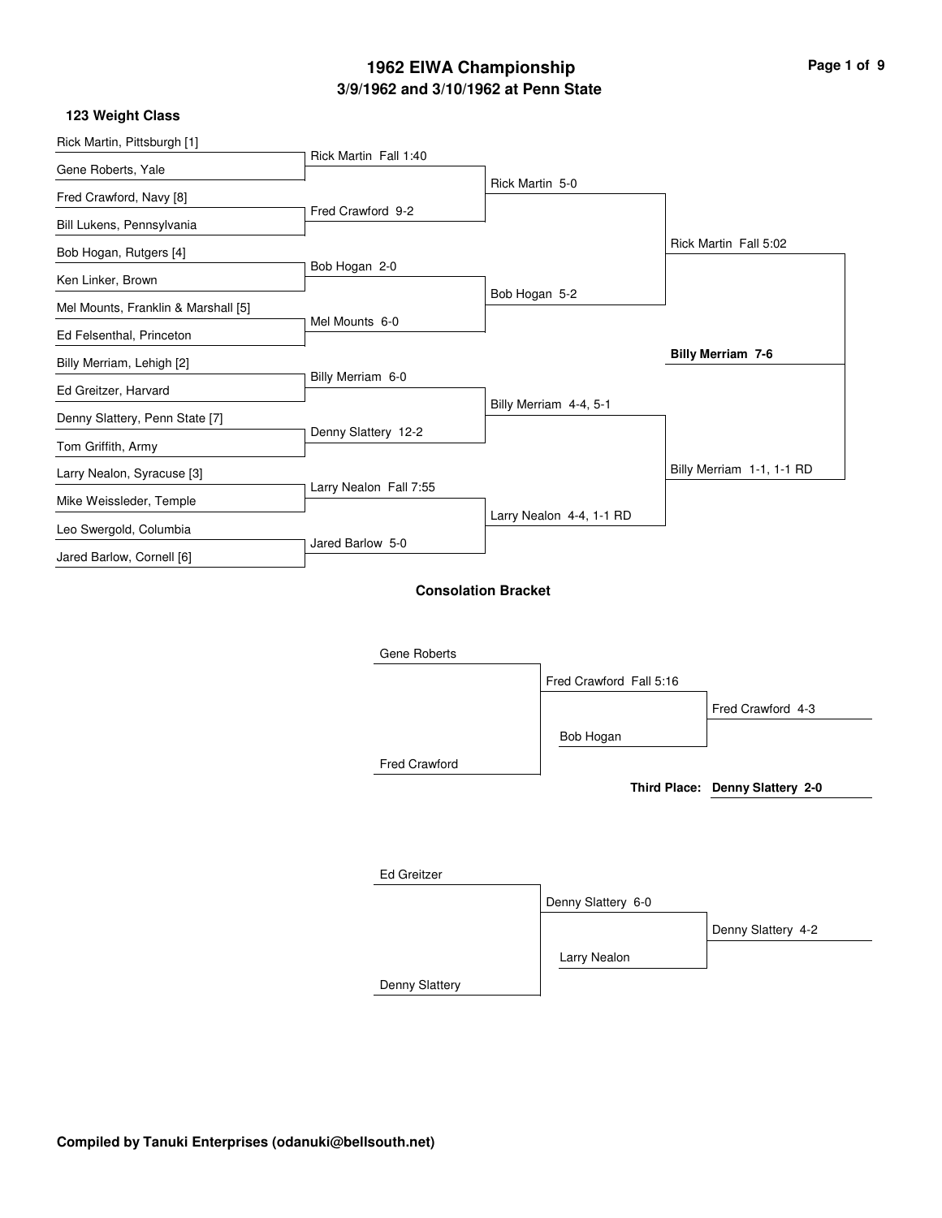# 1962 EIWA Championship

## 3/9/1962 and 3/10/1962 at Penn State

### 123 Weight Class

**First Round**

- Rick Martin, Pittsburgh [1] vs. Gene Roberts, Yale — Rick Martin Fall 1:40
- Fred Crawford, Navy [8] vs. Bill Lukens, Pennsylvania — Fred Crawford 9-2
- Bob Hogan, Rutgers [4] vs. Ken Linker, Brown — Bob Hogan 2-0
- Mel Mounts, Franklin & Marshall [5] vs. Ed Felsenthal, Princeton — Mel Mounts 6-0
- Billy Merriam, Lehigh [2] vs. Ed Greitzer, Harvard — Billy Merriam 6-0
- Denny Slattery, Penn State [7] vs. Tom Griffith, Army — Denny Slattery 12-2
- Larry Nealon, Syracuse [3] vs. Mike Weissleder, Temple — Larry Nealon Fall 7:55
- Leo Swergold, Columbia vs. Jared Barlow, Cornell [6] — Jared Barlow 5-0

**Quarterfinals**

- Rick Martin 5-0
- Bob Hogan 5-2
- Billy Merriam 4-4, 5-1
- Larry Nealon 4-4, 1-1 RD

**Semifinals**

- Rick Martin Fall 5:02
- Billy Merriam 1-1, 1-1 RD

**Final**

- **Billy Merriam 7-6**

### Consolation Bracket

- Gene Roberts vs. Fred Crawford — Fred Crawford Fall 5:16
- Fred Crawford vs. Bob Hogan — Fred Crawford 4-3
- Ed Greitzer vs. Denny Slattery — Denny Slattery 6-0
- Denny Slattery vs. Larry Nealon — Denny Slattery 4-2

**Third Place: Denny Slattery 2-0**

**Compiled by Tanuki Enterprises (odanuki@bellsouth.net)**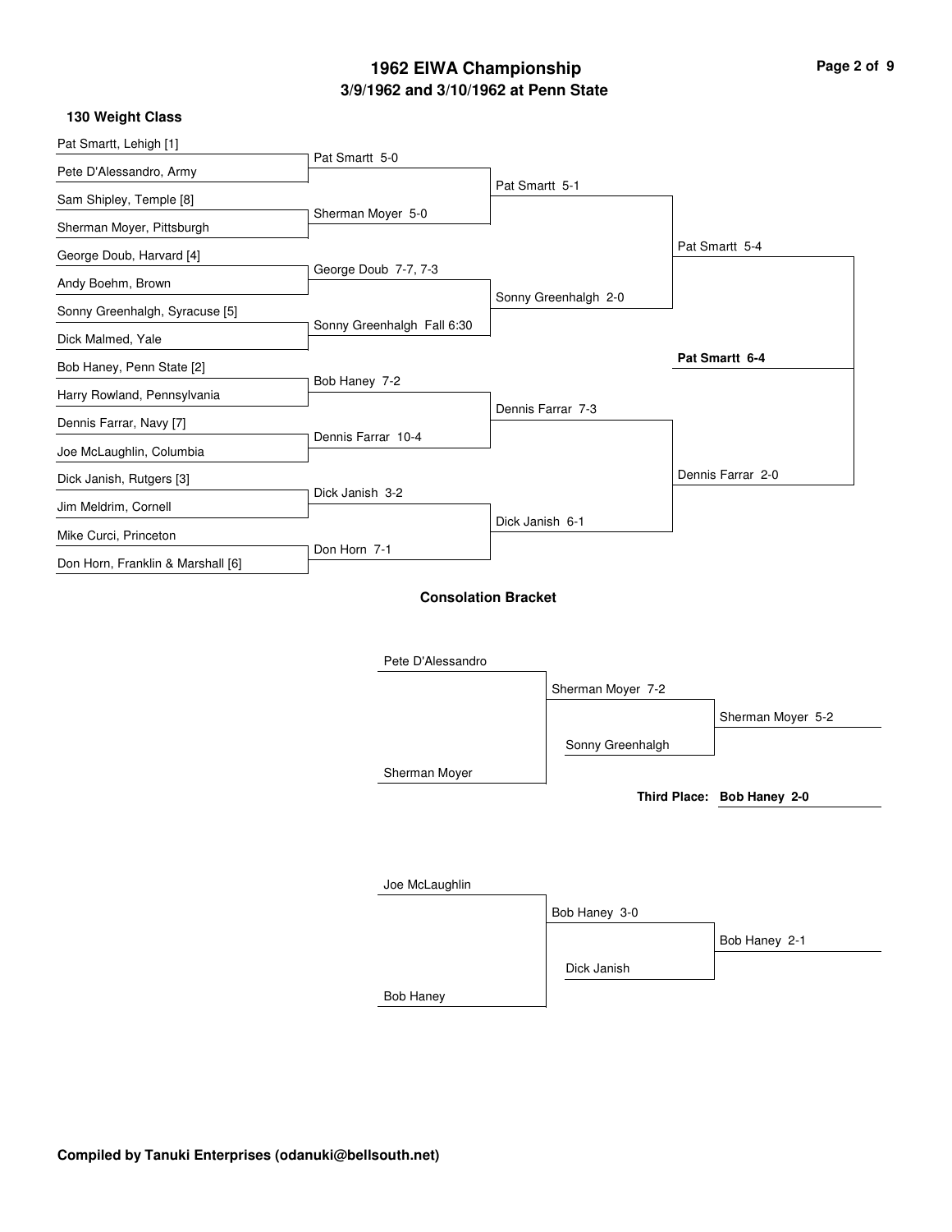# 1962 EIWA Championship

## 3/9/1962 and 3/10/1962 at Penn State

### 130 Weight Class

**First Round**

- Pat Smartt, Lehigh [1] vs. Pete D'Alessandro, Army — Pat Smartt 5-0
- Sam Shipley, Temple [8] vs. Sherman Moyer, Pittsburgh — Sherman Moyer 5-0
- George Doub, Harvard [4] vs. Andy Boehm, Brown — George Doub 7-7, 7-3
- Sonny Greenhalgh, Syracuse [5] vs. Dick Malmed, Yale — Sonny Greenhalgh Fall 6:30
- Bob Haney, Penn State [2] vs. Harry Rowland, Pennsylvania — Bob Haney 7-2
- Dennis Farrar, Navy [7] vs. Joe McLaughlin, Columbia — Dennis Farrar 10-4
- Dick Janish, Rutgers [3] vs. Jim Meldrim, Cornell — Dick Janish 3-2
- Mike Curci, Princeton vs. Don Horn, Franklin & Marshall [6] — Don Horn 7-1

**Quarterfinals**

- Pat Smartt 5-1
- Sonny Greenhalgh 2-0
- Dennis Farrar 7-3
- Dick Janish 6-1

**Semifinals**

- Pat Smartt 5-4
- Dennis Farrar 2-0

**Final**

- **Pat Smartt 6-4**

### Consolation Bracket

- Pete D'Alessandro vs. Sherman Moyer — Sherman Moyer 7-2
- Sherman Moyer vs. Sonny Greenhalgh — Sherman Moyer 5-2
- Joe McLaughlin vs. Bob Haney — Bob Haney 3-0
- Bob Haney vs. Dick Janish — Bob Haney 2-1

**Third Place: Bob Haney 2-0**

**Compiled by Tanuki Enterprises (odanuki@bellsouth.net)**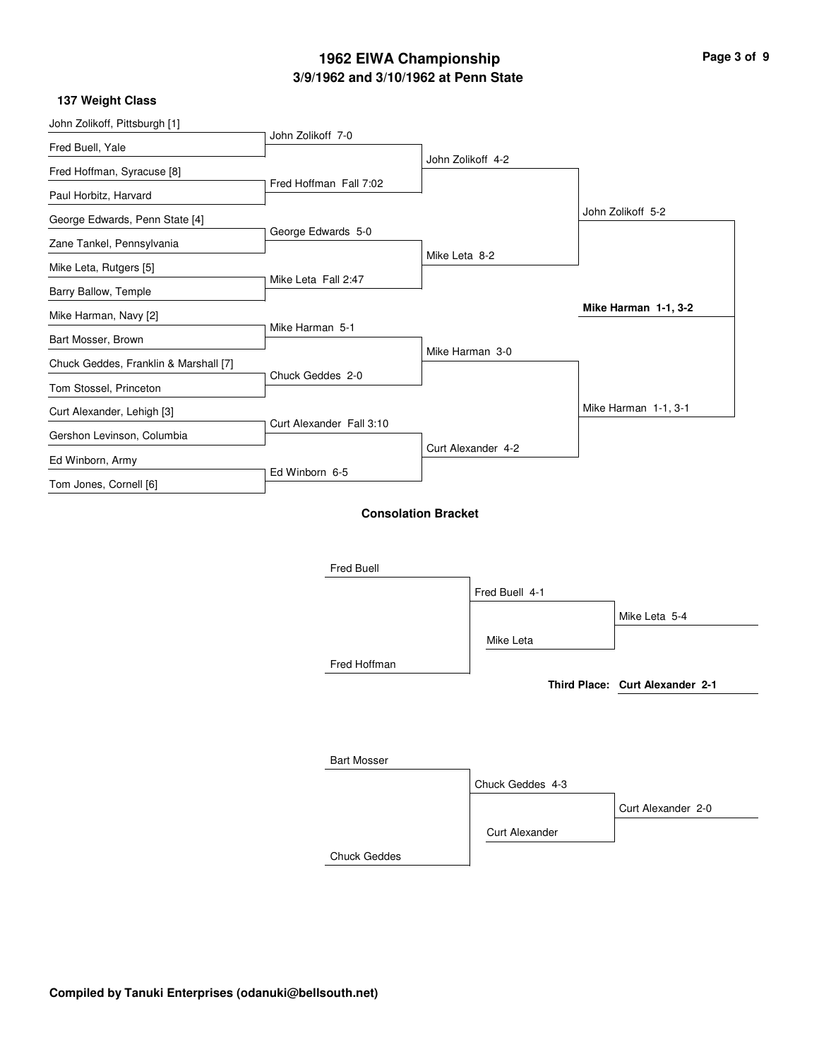# 1962 EIWA Championship

## 3/9/1962 and 3/10/1962 at Penn State

### 137 Weight Class

**First Round**

- John Zolikoff, Pittsburgh [1] vs. Fred Buell, Yale — John Zolikoff 7-0
- Fred Hoffman, Syracuse [8] vs. Paul Horbitz, Harvard — Fred Hoffman Fall 7:02
- George Edwards, Penn State [4] vs. Zane Tankel, Pennsylvania — George Edwards 5-0
- Mike Leta, Rutgers [5] vs. Barry Ballow, Temple — Mike Leta Fall 2:47
- Mike Harman, Navy [2] vs. Bart Mosser, Brown — Mike Harman 5-1
- Chuck Geddes, Franklin & Marshall [7] vs. Tom Stossel, Princeton — Chuck Geddes 2-0
- Curt Alexander, Lehigh [3] vs. Gershon Levinson, Columbia — Curt Alexander Fall 3:10
- Ed Winborn, Army vs. Tom Jones, Cornell [6] — Ed Winborn 6-5

**Quarterfinals**

- John Zolikoff 4-2
- Mike Leta 8-2
- Mike Harman 3-0
- Curt Alexander 4-2

**Semifinals**

- John Zolikoff 5-2
- Mike Harman 1-1, 3-1

**Final**

**Mike Harman 1-1, 3-2**

### Consolation Bracket

- Fred Buell vs. Fred Hoffman — Fred Buell 4-1
- Fred Buell vs. Mike Leta — Mike Leta 5-4
- Bart Mosser vs. Chuck Geddes — Chuck Geddes 4-3
- Chuck Geddes vs. Curt Alexander — Curt Alexander 2-0

**Third Place: Curt Alexander 2-1**

**Compiled by Tanuki Enterprises (odanuki@bellsouth.net)**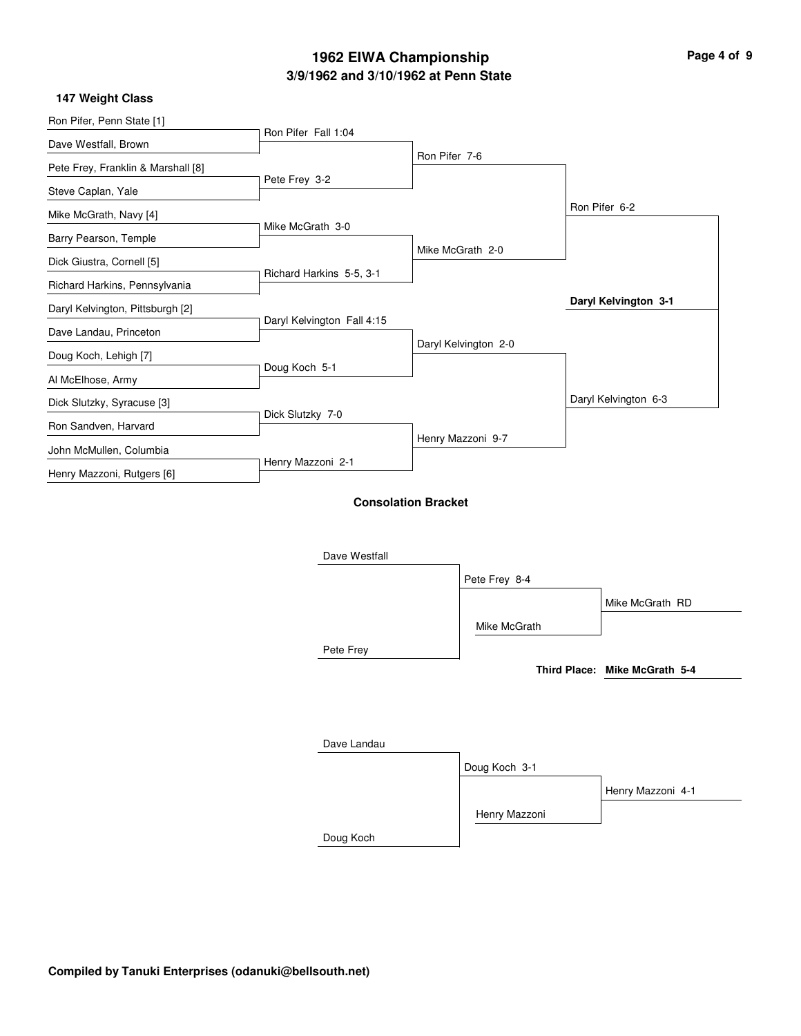# 1962 EIWA Championship

## 3/9/1962 and 3/10/1962 at Penn State

### 147 Weight Class

**First Round**

- Ron Pifer, Penn State [1] vs. Dave Westfall, Brown — Ron Pifer Fall 1:04
- Pete Frey, Franklin & Marshall [8] vs. Steve Caplan, Yale — Pete Frey 3-2
- Mike McGrath, Navy [4] vs. Barry Pearson, Temple — Mike McGrath 3-0
- Dick Giustra, Cornell [5] vs. Richard Harkins, Pennsylvania — Richard Harkins 5-5, 3-1
- Daryl Kelvington, Pittsburgh [2] vs. Dave Landau, Princeton — Daryl Kelvington Fall 4:15
- Doug Koch, Lehigh [7] vs. Al McElhose, Army — Doug Koch 5-1
- Dick Slutzky, Syracuse [3] vs. Ron Sandven, Harvard — Dick Slutzky 7-0
- John McMullen, Columbia vs. Henry Mazzoni, Rutgers [6] — Henry Mazzoni 2-1

**Quarterfinals**

- Ron Pifer 7-6
- Mike McGrath 2-0
- Daryl Kelvington 2-0
- Henry Mazzoni 9-7

**Semifinals**

- Ron Pifer 6-2
- Daryl Kelvington 6-3

**Final**

- **Daryl Kelvington 3-1**

### Consolation Bracket

**Upper**

- Dave Westfall vs. Pete Frey — Pete Frey 8-4
- Pete Frey vs. Mike McGrath — Mike McGrath RD

**Third Place: Mike McGrath 5-4**

**Lower**

- Dave Landau vs. Doug Koch — Doug Koch 3-1
- Doug Koch vs. Henry Mazzoni — Henry Mazzoni 4-1

Compiled by Tanuki Enterprises (odanuki@bellsouth.net)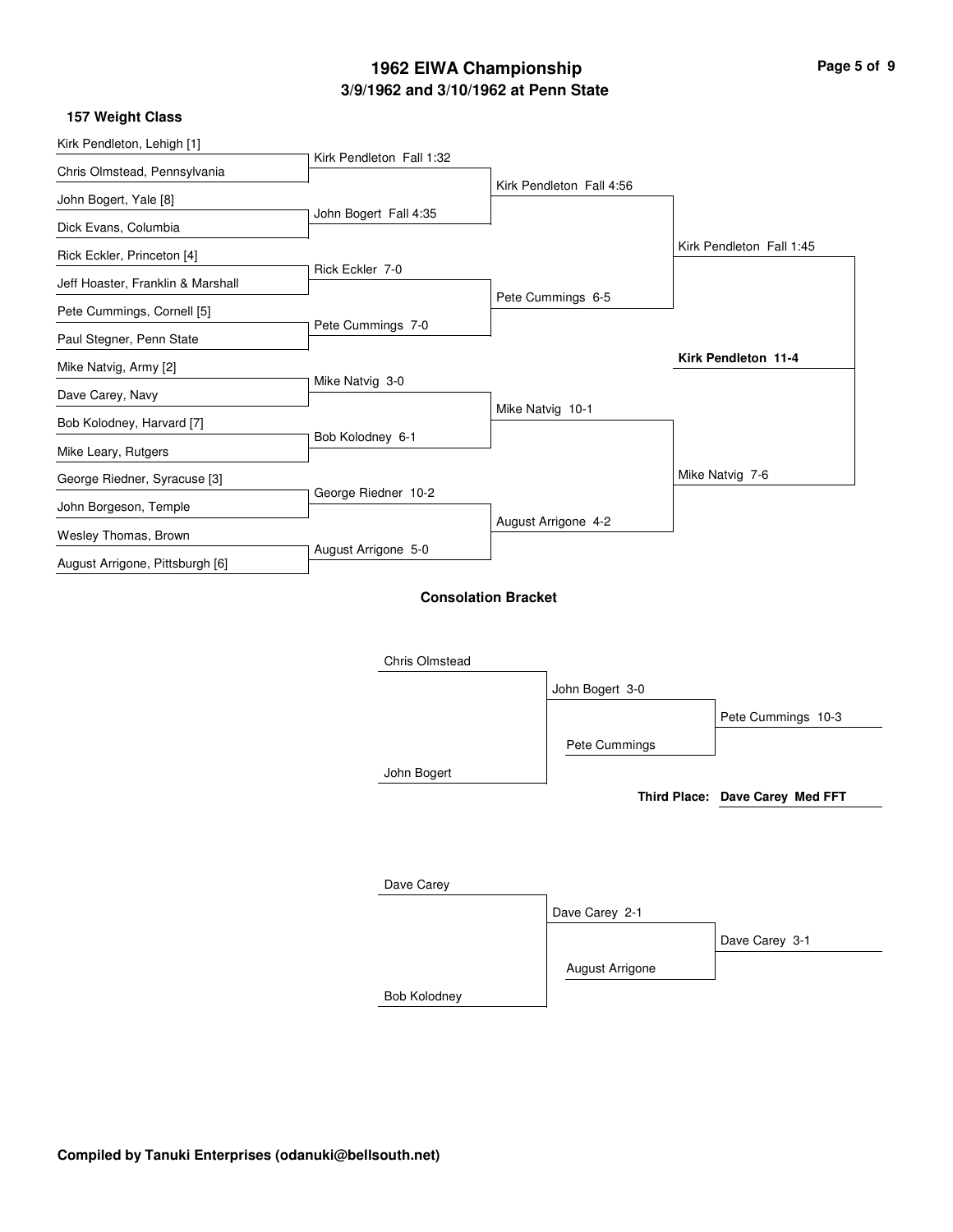# 1962 EIWA Championship

## 3/9/1962 and 3/10/1962 at Penn State

### 157 Weight Class

| First Round | Quarterfinals | Semifinals | Finals |
| --- | --- | --- | --- |
| Kirk Pendleton, Lehigh [1] | Kirk Pendleton Fall 1:32 | Kirk Pendleton Fall 4:56 | Kirk Pendleton Fall 1:45 |
| Chris Olmstead, Pennsylvania | | | |
| John Bogert, Yale [8] | John Bogert Fall 4:35 | | |
| Dick Evans, Columbia | | | |
| Rick Eckler, Princeton [4] | Rick Eckler 7-0 | Pete Cummings 6-5 | |
| Jeff Hoaster, Franklin & Marshall | | | |
| Pete Cummings, Cornell [5] | Pete Cummings 7-0 | | |
| Paul Stegner, Penn State | | | |
| Mike Natvig, Army [2] | Mike Natvig 3-0 | Mike Natvig 10-1 | Mike Natvig 7-6 |
| Dave Carey, Navy | | | |
| Bob Kolodney, Harvard [7] | Bob Kolodney 6-1 | | |
| Mike Leary, Rutgers | | | |
| George Riedner, Syracuse [3] | George Riedner 10-2 | August Arrigone 4-2 | |
| John Borgeson, Temple | | | |
| Wesley Thomas, Brown | August Arrigone 5-0 | | |
| August Arrigone, Pittsburgh [6] | | | |

**Champion: Kirk Pendleton 11-4**

### Consolation Bracket

| Round 1 | Round 2 | Consolation Final |
| --- | --- | --- |
| Chris Olmstead | John Bogert 3-0 | Pete Cummings 10-3 |
| John Bogert | | |
| | Pete Cummings | |

**Third Place: Dave Carey Med FFT**

| Round 1 | Round 2 | Consolation Final |
| --- | --- | --- |
| Dave Carey | Dave Carey 2-1 | Dave Carey 3-1 |
| Bob Kolodney | | |
| | August Arrigone | |

**Compiled by Tanuki Enterprises (odanuki@bellsouth.net)**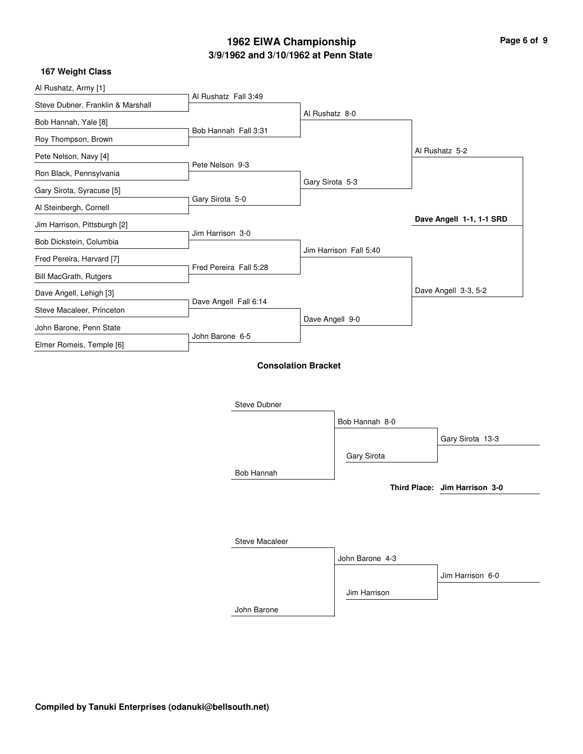# 1962 EIWA Championship

## 3/9/1962 and 3/10/1962 at Penn State

### 167 Weight Class

**Championship Bracket**

| First Round | Quarterfinals | Semifinals | Finals |
| --- | --- | --- | --- |
| Al Rushatz, Army [1] | Al Rushatz Fall 3:49 | Al Rushatz 8-0 | Al Rushatz 5-2 |
| Steve Dubner, Franklin & Marshall | | | |
| Bob Hannah, Yale [8] | Bob Hannah Fall 3:31 | | |
| Roy Thompson, Brown | | | |
| Pete Nelson, Navy [4] | Pete Nelson 9-3 | Gary Sirota 5-3 | |
| Ron Black, Pennsylvania | | | |
| Gary Sirota, Syracuse [5] | Gary Sirota 5-0 | | |
| Al Steinbergh, Cornell | | | |
| Jim Harrison, Pittsburgh [2] | Jim Harrison 3-0 | Jim Harrison Fall 5:40 | Dave Angell 3-3, 5-2 |
| Bob Dickstein, Columbia | | | |
| Fred Pereira, Harvard [7] | Fred Pereira Fall 5:28 | | |
| Bill MacGrath, Rutgers | | | |
| Dave Angell, Lehigh [3] | Dave Angell Fall 6:14 | Dave Angell 9-0 | |
| Steve Macaleer, Princeton | | | |
| John Barone, Penn State | John Barone 6-5 | | |
| Elmer Romeis, Temple [6] | | | |

**Champion: Dave Angell 1-1, 1-1 SRD**

### Consolation Bracket

| Round 1 | Round 2 | Final |
| --- | --- | --- |
| Steve Dubner | Bob Hannah 8-0 | Gary Sirota 13-3 |
| Bob Hannah | Gary Sirota | |
| Steve Macaleer | John Barone 4-3 | Jim Harrison 6-0 |
| John Barone | Jim Harrison | |

**Third Place: Jim Harrison 3-0**

**Compiled by Tanuki Enterprises (odanuki@bellsouth.net)**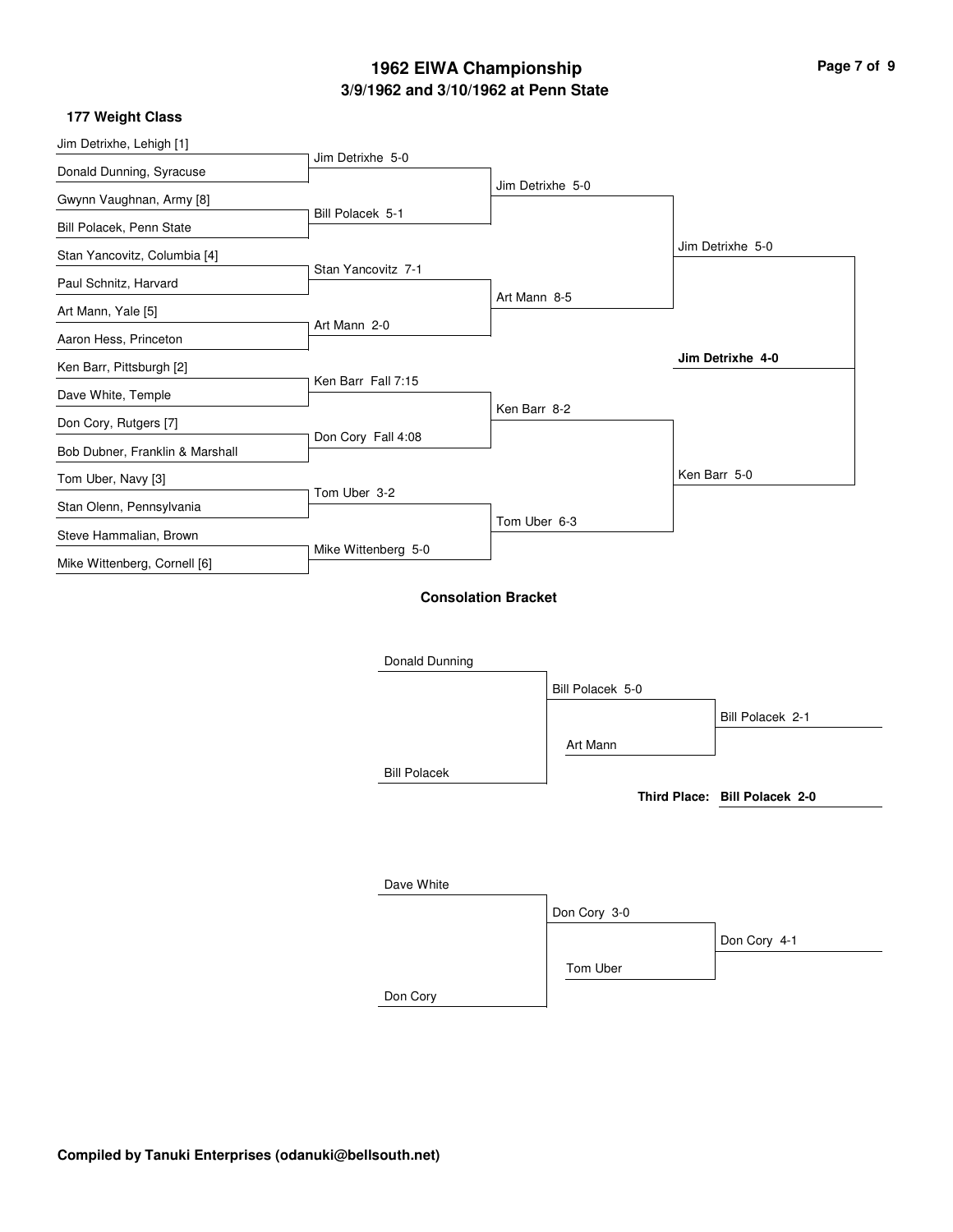# 1962 EIWA Championship

## 3/9/1962 and 3/10/1962 at Penn State

### 177 Weight Class

**First Round**

- Jim Detrixhe, Lehigh [1] vs. Donald Dunning, Syracuse — Jim Detrixhe 5-0
- Gwynn Vaughnan, Army [8] vs. Bill Polacek, Penn State — Bill Polacek 5-1
- Stan Yancovitz, Columbia [4] vs. Paul Schnitz, Harvard — Stan Yancovitz 7-1
- Art Mann, Yale [5] vs. Aaron Hess, Princeton — Art Mann 2-0
- Ken Barr, Pittsburgh [2] vs. Dave White, Temple — Ken Barr Fall 7:15
- Don Cory, Rutgers [7] vs. Bob Dubner, Franklin & Marshall — Don Cory Fall 4:08
- Tom Uber, Navy [3] vs. Stan Olenn, Pennsylvania — Tom Uber 3-2
- Steve Hammalian, Brown vs. Mike Wittenberg, Cornell [6] — Mike Wittenberg 5-0

**Quarterfinals**

- Jim Detrixhe 5-0
- Art Mann 8-5
- Ken Barr 8-2
- Tom Uber 6-3

**Semifinals**

- Jim Detrixhe 5-0
- Ken Barr 5-0

**Final**

- **Jim Detrixhe 4-0**

### Consolation Bracket

- Donald Dunning vs. Bill Polacek — Bill Polacek 5-0
- Bill Polacek vs. Art Mann — Bill Polacek 2-1
- **Third Place: Bill Polacek 2-0**

- Dave White vs. Don Cory — Don Cory 3-0
- Don Cory vs. Tom Uber — Don Cory 4-1

**Compiled by Tanuki Enterprises (odanuki@bellsouth.net)**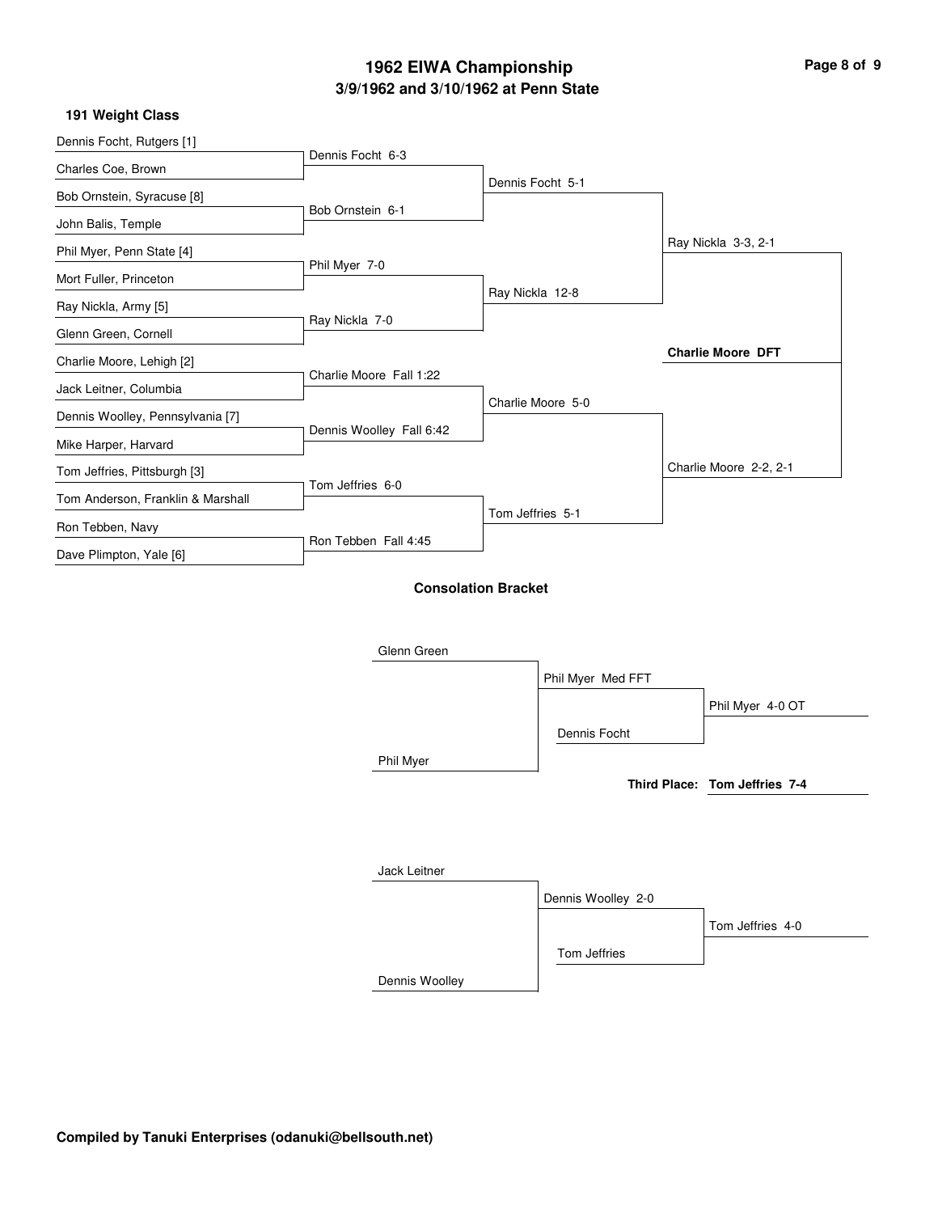# 1962 EIWA Championship

## 3/9/1962 and 3/10/1962 at Penn State

### 191 Weight Class

**Championship Bracket**

**First Round**

- Dennis Focht, Rutgers [1] vs. Charles Coe, Brown — Dennis Focht 6-3
- Bob Ornstein, Syracuse [8] vs. John Balis, Temple — Bob Ornstein 6-1
- Phil Myer, Penn State [4] vs. Mort Fuller, Princeton — Phil Myer 7-0
- Ray Nickla, Army [5] vs. Glenn Green, Cornell — Ray Nickla 7-0
- Charlie Moore, Lehigh [2] vs. Jack Leitner, Columbia — Charlie Moore Fall 1:22
- Dennis Woolley, Pennsylvania [7] vs. Mike Harper, Harvard — Dennis Woolley Fall 6:42
- Tom Jeffries, Pittsburgh [3] vs. Tom Anderson, Franklin & Marshall — Tom Jeffries 6-0
- Ron Tebben, Navy vs. Dave Plimpton, Yale [6] — Ron Tebben Fall 4:45

**Quarterfinals**

- Dennis Focht 5-1
- Ray Nickla 12-8
- Charlie Moore 5-0
- Tom Jeffries 5-1

**Semifinals**

- Ray Nickla 3-3, 2-1
- Charlie Moore 2-2, 2-1

**Final**

- **Charlie Moore DFT**

### Consolation Bracket

- Glenn Green vs. Phil Myer — Phil Myer Med FFT
- Phil Myer vs. Dennis Focht — Phil Myer 4-0 OT
- Jack Leitner vs. Dennis Woolley — Dennis Woolley 2-0
- Dennis Woolley vs. Tom Jeffries — Tom Jeffries 4-0

**Third Place: Tom Jeffries 7-4**

**Compiled by Tanuki Enterprises (odanuki@bellsouth.net)**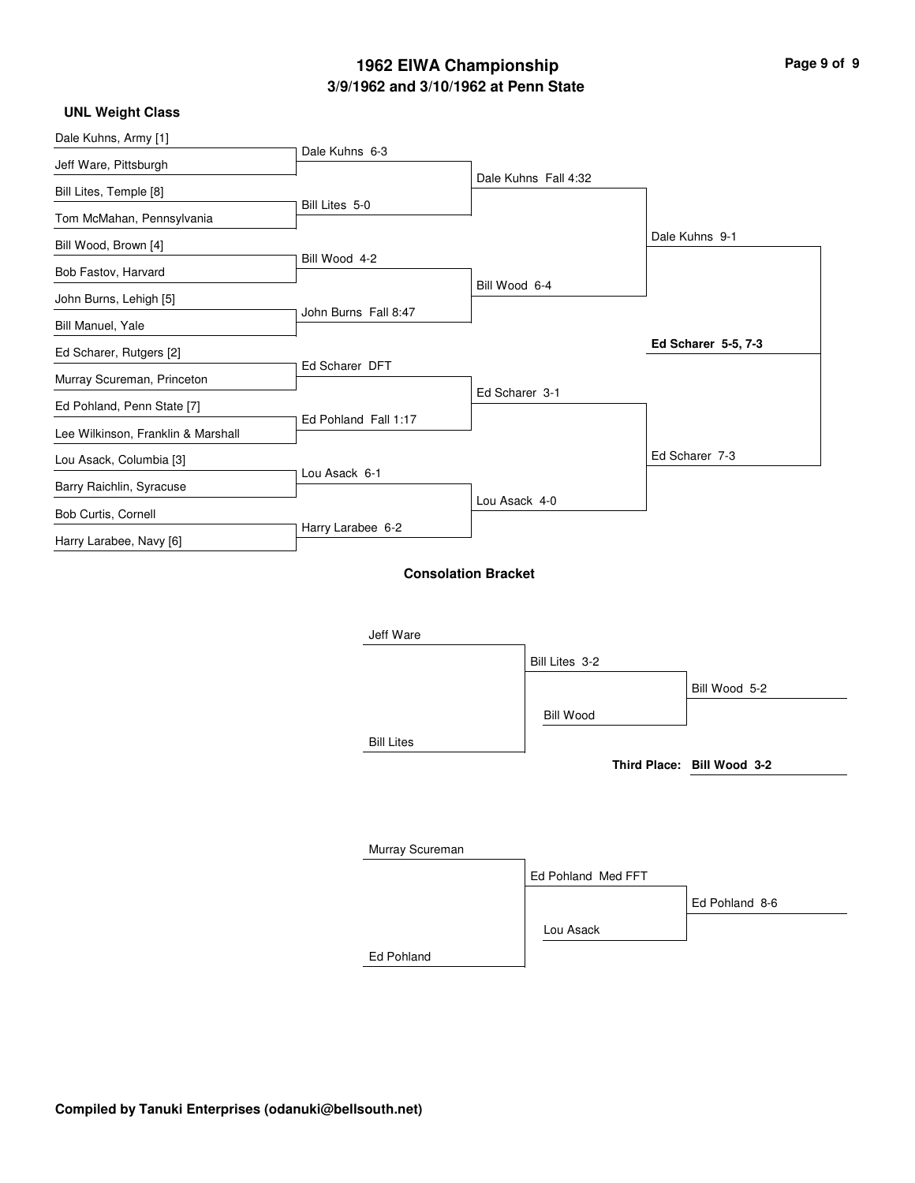# 1962 EIWA Championship

## 3/9/1962 and 3/10/1962 at Penn State

### UNL Weight Class

Dale Kuhns, Army [1]
Jeff Ware, Pittsburgh
Bill Lites, Temple [8]
Tom McMahan, Pennsylvania
Bill Wood, Brown [4]
Bob Fastov, Harvard
John Burns, Lehigh [5]
Bill Manuel, Yale
Ed Scharer, Rutgers [2]
Murray Scureman, Princeton
Ed Pohland, Penn State [7]
Lee Wilkinson, Franklin & Marshall
Lou Asack, Columbia [3]
Barry Raichlin, Syracuse
Bob Curtis, Cornell
Harry Larabee, Navy [6]

Dale Kuhns 6-3
Bill Lites 5-0
Bill Wood 4-2
John Burns Fall 8:47
Ed Scharer DFT
Ed Pohland Fall 1:17
Lou Asack 6-1
Harry Larabee 6-2

Dale Kuhns Fall 4:32
Bill Wood 6-4
Ed Scharer 3-1
Lou Asack 4-0

Dale Kuhns 9-1
Ed Scharer 7-3

**Ed Scharer 5-5, 7-3**

### Consolation Bracket

Jeff Ware
Bill Lites
Bill Lites 3-2
Bill Wood
Bill Wood 5-2

**Third Place: Bill Wood 3-2**

Murray Scureman
Ed Pohland
Ed Pohland Med FFT
Lou Asack
Ed Pohland 8-6

**Compiled by Tanuki Enterprises (odanuki@bellsouth.net)**